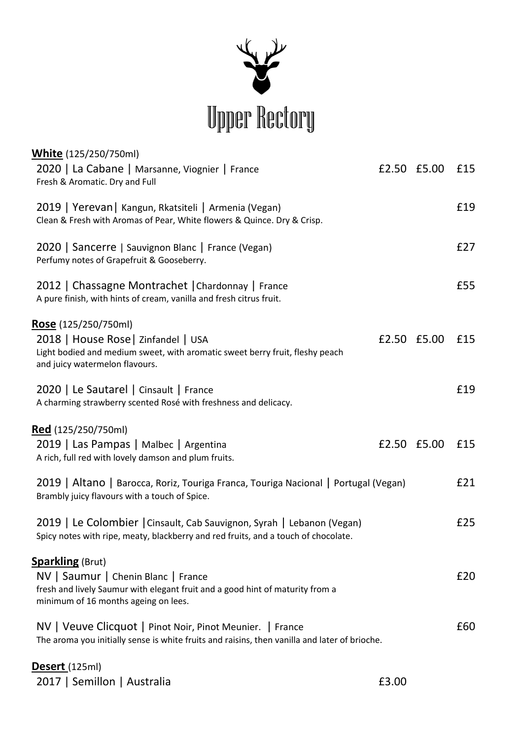# Upper Rectory

## White (125/250/750ml)

| Wine | 125ml | 250ml | 750ml |
|---|---|---|---|
| 2020 \| La Cabane \| Marsanne, Viognier \| France<br>Fresh & Aromatic. Dry and Full | £2.50 | £5.00 | £15 |
| 2019 \| Yerevan\| Kangun, Rkatsiteli \| Armenia (Vegan)<br>Clean & Fresh with Aromas of Pear, White flowers & Quince. Dry & Crisp. | | | £19 |
| 2020 \| Sancerre \| Sauvignon Blanc \| France (Vegan)<br>Perfumy notes of Grapefruit & Gooseberry. | | | £27 |
| 2012 \| Chassagne Montrachet \|Chardonnay \| France<br>A pure finish, with hints of cream, vanilla and fresh citrus fruit. | | | £55 |

## Rose (125/250/750ml)

| Wine | 125ml | 250ml | 750ml |
|---|---|---|---|
| 2018 \| House Rose\| Zinfandel \| USA<br>Light bodied and medium sweet, with aromatic sweet berry fruit, fleshy peach and juicy watermelon flavours. | £2.50 | £5.00 | £15 |
| 2020 \| Le Sautarel \| Cinsault \| France<br>A charming strawberry scented Rosé with freshness and delicacy. | | | £19 |

## Red (125/250/750ml)

| Wine | 125ml | 250ml | 750ml |
|---|---|---|---|
| 2019 \| Las Pampas \| Malbec \| Argentina<br>A rich, full red with lovely damson and plum fruits. | £2.50 | £5.00 | £15 |
| 2019 \| Altano \| Barocca, Roriz, Touriga Franca, Touriga Nacional \| Portugal (Vegan)<br>Brambly juicy flavours with a touch of Spice. | | | £21 |
| 2019 \| Le Colombier \|Cinsault, Cab Sauvignon, Syrah \| Lebanon (Vegan)<br>Spicy notes with ripe, meaty, blackberry and red fruits, and a touch of chocolate. | | | £25 |

## Sparkling (Brut)

| Wine | Price |
|---|---|
| NV \| Saumur \| Chenin Blanc \| France<br>fresh and lively Saumur with elegant fruit and a good hint of maturity from a minimum of 16 months ageing on lees. | £20 |
| NV \| Veuve Clicquot \| Pinot Noir, Pinot Meunier. \| France<br>The aroma you initially sense is white fruits and raisins, then vanilla and later of brioche. | £60 |

## Desert (125ml)

| Wine | 125ml |
|---|---|
| 2017 \| Semillon \| Australia | £3.00 |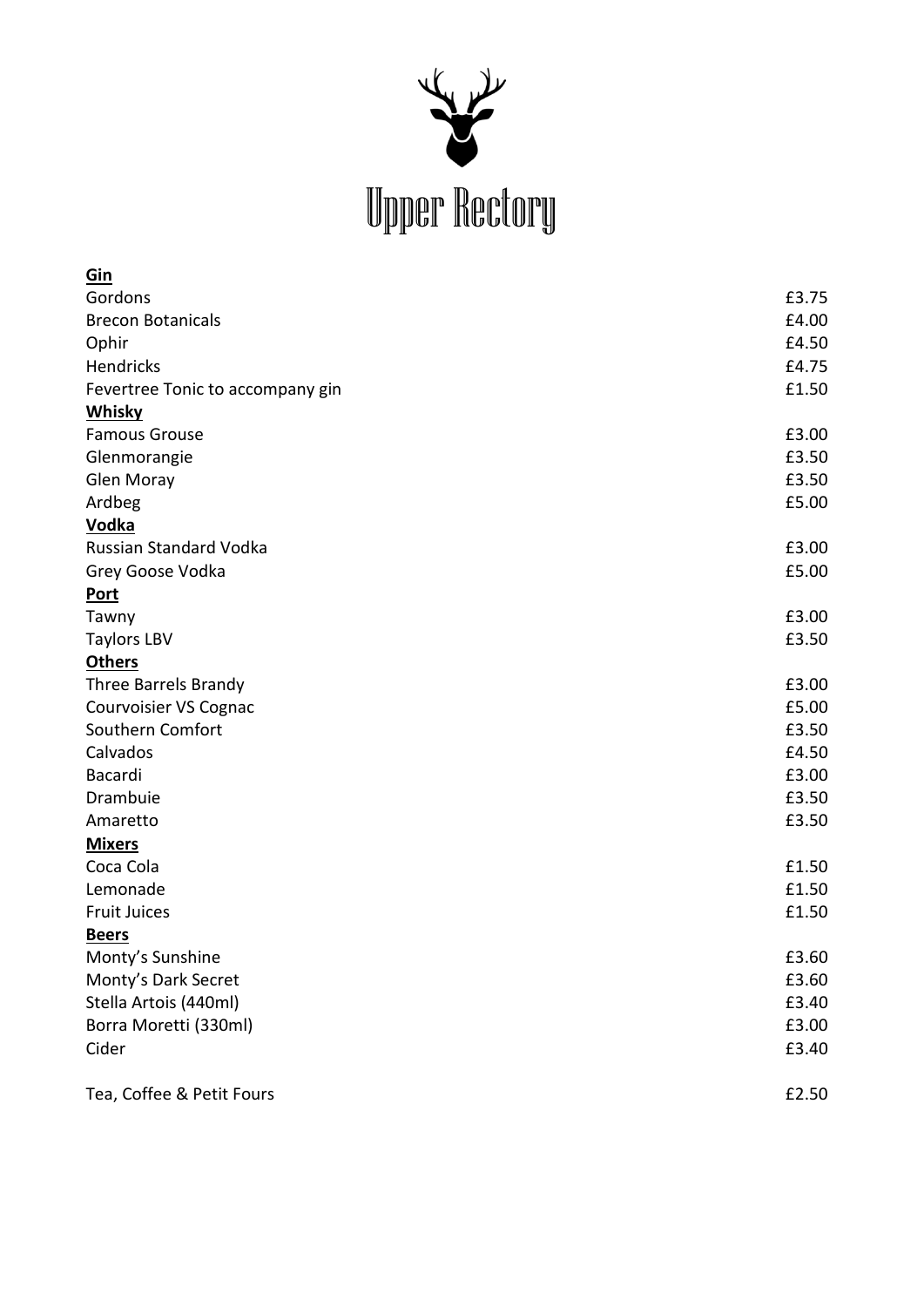# Upper Rectory

| | |
|---|---|
| **Gin** | |
| Gordons | £3.75 |
| Brecon Botanicals | £4.00 |
| Ophir | £4.50 |
| Hendricks | £4.75 |
| Fevertree Tonic to accompany gin | £1.50 |
| **Whisky** | |
| Famous Grouse | £3.00 |
| Glenmorangie | £3.50 |
| Glen Moray | £3.50 |
| Ardbeg | £5.00 |
| **Vodka** | |
| Russian Standard Vodka | £3.00 |
| Grey Goose Vodka | £5.00 |
| **Port** | |
| Tawny | £3.00 |
| Taylors LBV | £3.50 |
| **Others** | |
| Three Barrels Brandy | £3.00 |
| Courvoisier VS Cognac | £5.00 |
| Southern Comfort | £3.50 |
| Calvados | £4.50 |
| Bacardi | £3.00 |
| Drambuie | £3.50 |
| Amaretto | £3.50 |
| **Mixers** | |
| Coca Cola | £1.50 |
| Lemonade | £1.50 |
| Fruit Juices | £1.50 |
| **Beers** | |
| Monty's Sunshine | £3.60 |
| Monty's Dark Secret | £3.60 |
| Stella Artois (440ml) | £3.40 |
| Borra Moretti (330ml) | £3.00 |
| Cider | £3.40 |
| | |
| Tea, Coffee & Petit Fours | £2.50 |